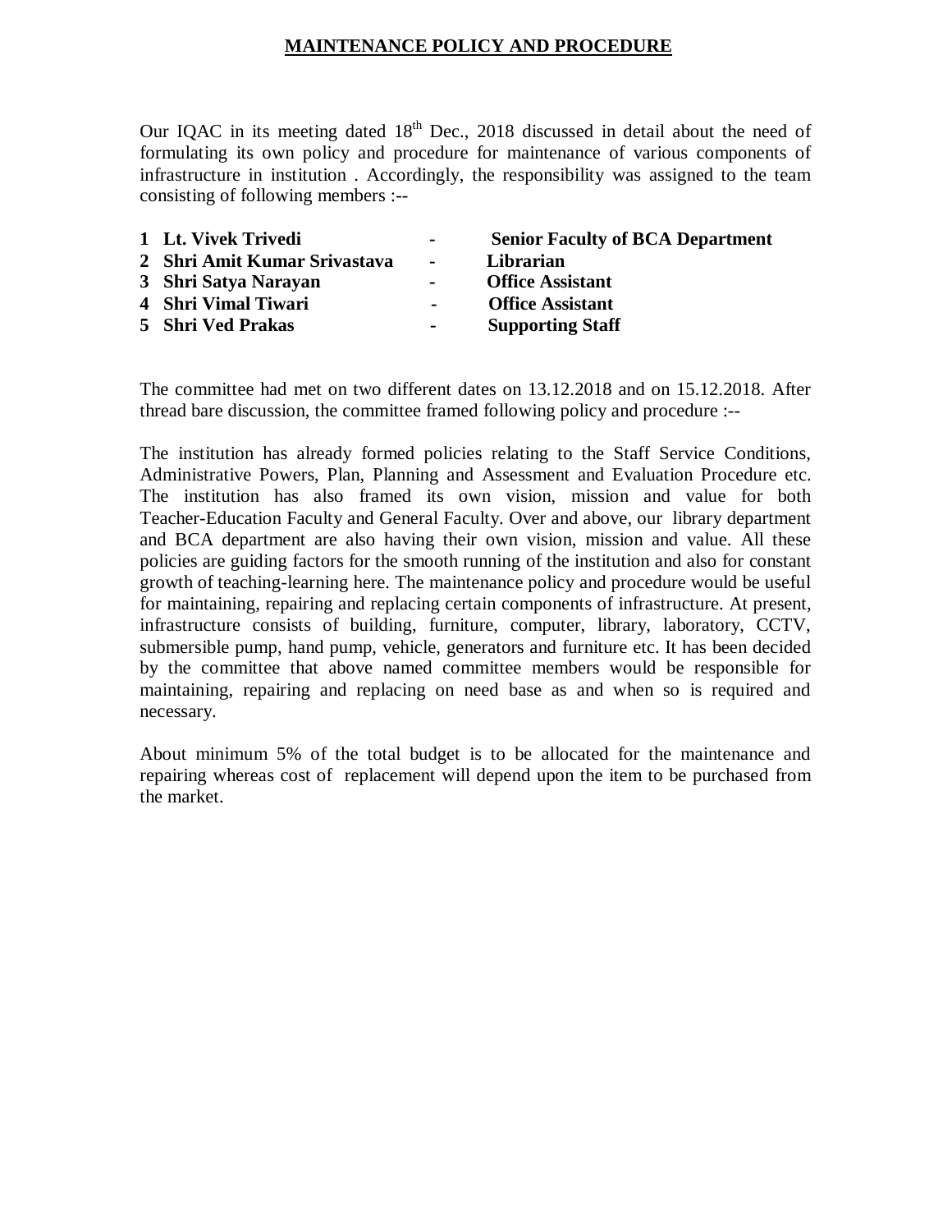# MAINTENANCE POLICY AND PROCEDURE

Our IQAC in its meeting dated 18th Dec., 2018 discussed in detail about the need of formulating its own policy and procedure for maintenance of various components of infrastructure in institution . Accordingly, the responsibility was assigned to the team consisting of following members :--

| | | | |
|---|---|---|---|
| **1** | **Lt. Vivek Trivedi** | **-** | **Senior Faculty of BCA Department** |
| **2** | **Shri Amit Kumar Srivastava** | **-** | **Librarian** |
| **3** | **Shri Satya Narayan** | **-** | **Office Assistant** |
| **4** | **Shri Vimal Tiwari** | **-** | **Office Assistant** |
| **5** | **Shri Ved Prakas** | **-** | **Supporting Staff** |

The committee had met on two different dates on 13.12.2018 and on 15.12.2018. After thread bare discussion, the committee framed following policy and procedure :--

The institution has already formed policies relating to the Staff Service Conditions, Administrative Powers, Plan, Planning and Assessment and Evaluation Procedure etc. The institution has also framed its own vision, mission and value for both Teacher-Education Faculty and General Faculty. Over and above, our library department and BCA department are also having their own vision, mission and value. All these policies are guiding factors for the smooth running of the institution and also for constant growth of teaching-learning here. The maintenance policy and procedure would be useful for maintaining, repairing and replacing certain components of infrastructure. At present, infrastructure consists of building, furniture, computer, library, laboratory, CCTV, submersible pump, hand pump, vehicle, generators and furniture etc. It has been decided by the committee that above named committee members would be responsible for maintaining, repairing and replacing on need base as and when so is required and necessary.

About minimum 5% of the total budget is to be allocated for the maintenance and repairing whereas cost of replacement will depend upon the item to be purchased from the market.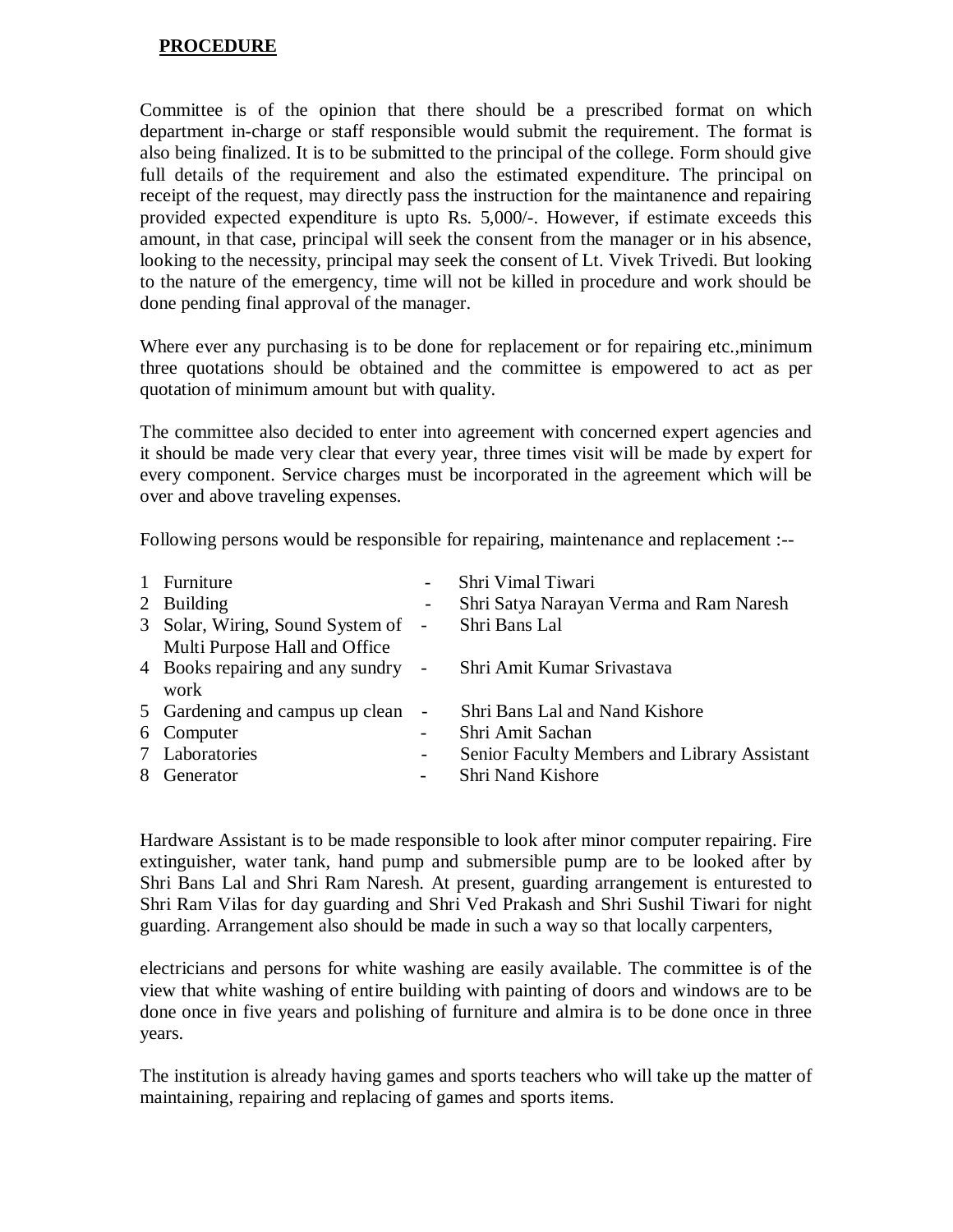**PROCEDURE**

Committee is of the opinion that there should be a prescribed format on which department in-charge or staff responsible would submit the requirement. The format is also being finalized. It is to be submitted to the principal of the college. Form should give full details of the requirement and also the estimated expenditure. The principal on receipt of the request, may directly pass the instruction for the maintanence and repairing provided expected expenditure is upto Rs. 5,000/-. However, if estimate exceeds this amount, in that case, principal will seek the consent from the manager or in his absence, looking to the necessity, principal may seek the consent of Lt. Vivek Trivedi. But looking to the nature of the emergency, time will not be killed in procedure and work should be done pending final approval of the manager.

Where ever any purchasing is to be done for replacement or for repairing etc.,minimum three quotations should be obtained and the committee is empowered to act as per quotation of minimum amount but with quality.

The committee also decided to enter into agreement with concerned expert agencies and it should be made very clear that every year, three times visit will be made by expert for every component. Service charges must be incorporated in the agreement which will be over and above traveling expenses.

Following persons would be responsible for repairing, maintenance and replacement :--

| | | | |
|---|---|---|---|
| 1 | Furniture | - | Shri Vimal Tiwari |
| 2 | Building | - | Shri Satya Narayan Verma and Ram Naresh |
| 3 | Solar, Wiring, Sound System of Multi Purpose Hall and Office | - | Shri Bans Lal |
| 4 | Books repairing and any sundry work | - | Shri Amit Kumar Srivastava |
| 5 | Gardening and campus up clean | - | Shri Bans Lal and Nand Kishore |
| 6 | Computer | - | Shri Amit Sachan |
| 7 | Laboratories | - | Senior Faculty Members and Library Assistant |
| 8 | Generator | - | Shri Nand Kishore |

Hardware Assistant is to be made responsible to look after minor computer repairing. Fire extinguisher, water tank, hand pump and submersible pump are to be looked after by Shri Bans Lal and Shri Ram Naresh. At present, guarding arrangement is enturested to Shri Ram Vilas for day guarding and Shri Ved Prakash and Shri Sushil Tiwari for night guarding. Arrangement also should be made in such a way so that locally carpenters,

electricians and persons for white washing are easily available. The committee is of the view that white washing of entire building with painting of doors and windows are to be done once in five years and polishing of furniture and almira is to be done once in three years.

The institution is already having games and sports teachers who will take up the matter of maintaining, repairing and replacing of games and sports items.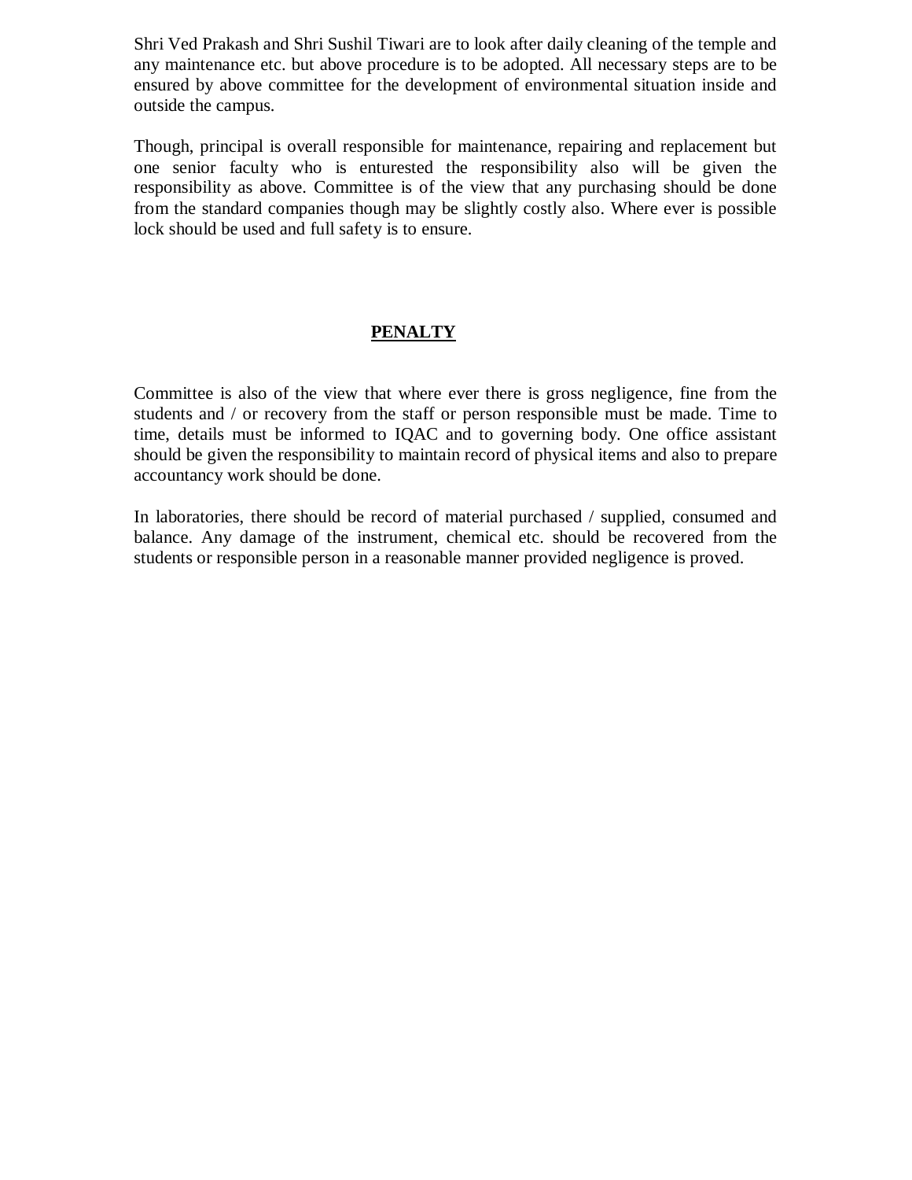Shri Ved Prakash and Shri Sushil Tiwari are to look after daily cleaning of the temple and any maintenance etc. but above procedure is to be adopted. All necessary steps are to be ensured by above committee for the development of environmental situation inside and outside the campus.

Though, principal is overall responsible for maintenance, repairing and replacement but one senior faculty who is enturested the responsibility also will be given the responsibility as above. Committee is of the view that any purchasing should be done from the standard companies though may be slightly costly also. Where ever is possible lock should be used and full safety is to ensure.

## PENALTY

Committee is also of the view that where ever there is gross negligence, fine from the students and / or recovery from the staff or person responsible must be made. Time to time, details must be informed to IQAC and to governing body. One office assistant should be given the responsibility to maintain record of physical items and also to prepare accountancy work should be done.

In laboratories, there should be record of material purchased / supplied, consumed and balance. Any damage of the instrument, chemical etc. should be recovered from the students or responsible person in a reasonable manner provided negligence is proved.